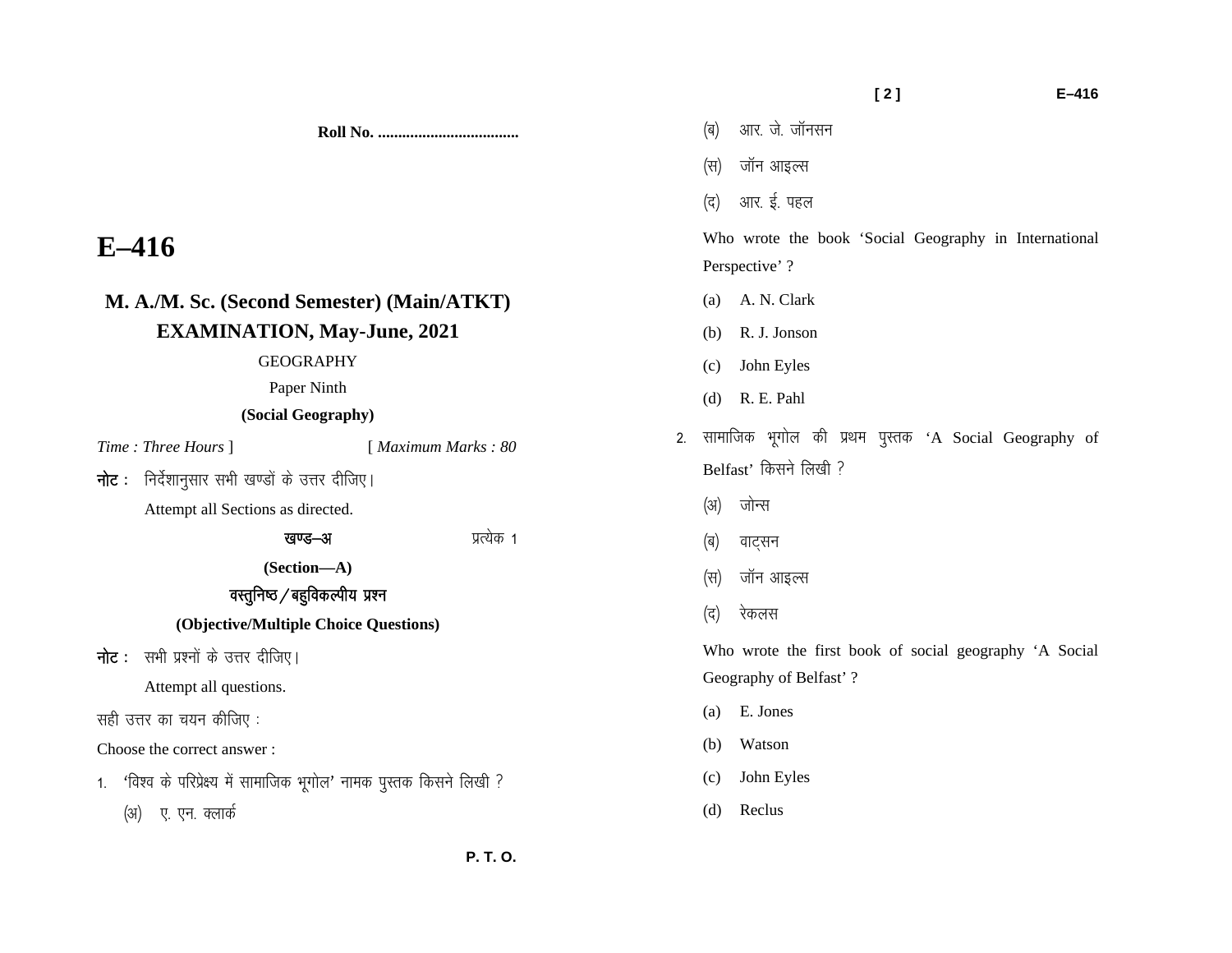Roll No. ..................................

# E–416

## M. A./M. Sc. (Second Semester) (Main/ATKT) EXAMINATION, May-June, 2021

GEOGRAPHY

Paper Ninth

**(Social Geography)**

*Time : Three Hours* ] [ *Maximum Marks : 80*

**नोट :** निर्देशानुसार सभी खण्डों के उत्तर दीजिए।

Attempt all Sections as directed.

**खण्ड–अ** प्रत्येक 1

**(Section—A)**

**वस्तुनिष्ठ / बहुविकल्पीय प्रश्न**

**(Objective/Multiple Choice Questions)**

**नोट :** सभी प्रश्नों के उत्तर दीजिए।

Attempt all questions.

सही उत्तर का चयन कीजिए :

Choose the correct answer :

1. 'विश्व के परिप्रेक्ष्य में सामाजिक भूगोल' नामक पुस्तक किसने लिखी ?

   (अ) ए. एन. क्लार्क

   (ब) आर. जे. जॉनसन

   (स) जॉन आइल्स

   (द) आर. ई. पहल

   Who wrote the book 'Social Geography in International Perspective' ?

   (a) A. N. Clark

   (b) R. J. Jonson

   (c) John Eyles

   (d) R. E. Pahl

2. सामाजिक भूगोल की प्रथम पुस्तक 'A Social Geography of Belfast' किसने लिखी ?

   (अ) जोन्स

   (ब) वाट्सन

   (स) जॉन आइल्स

   (द) रेकलस

   Who wrote the first book of social geography 'A Social Geography of Belfast' ?

   (a) E. Jones

   (b) Watson

   (c) John Eyles

   (d) Reclus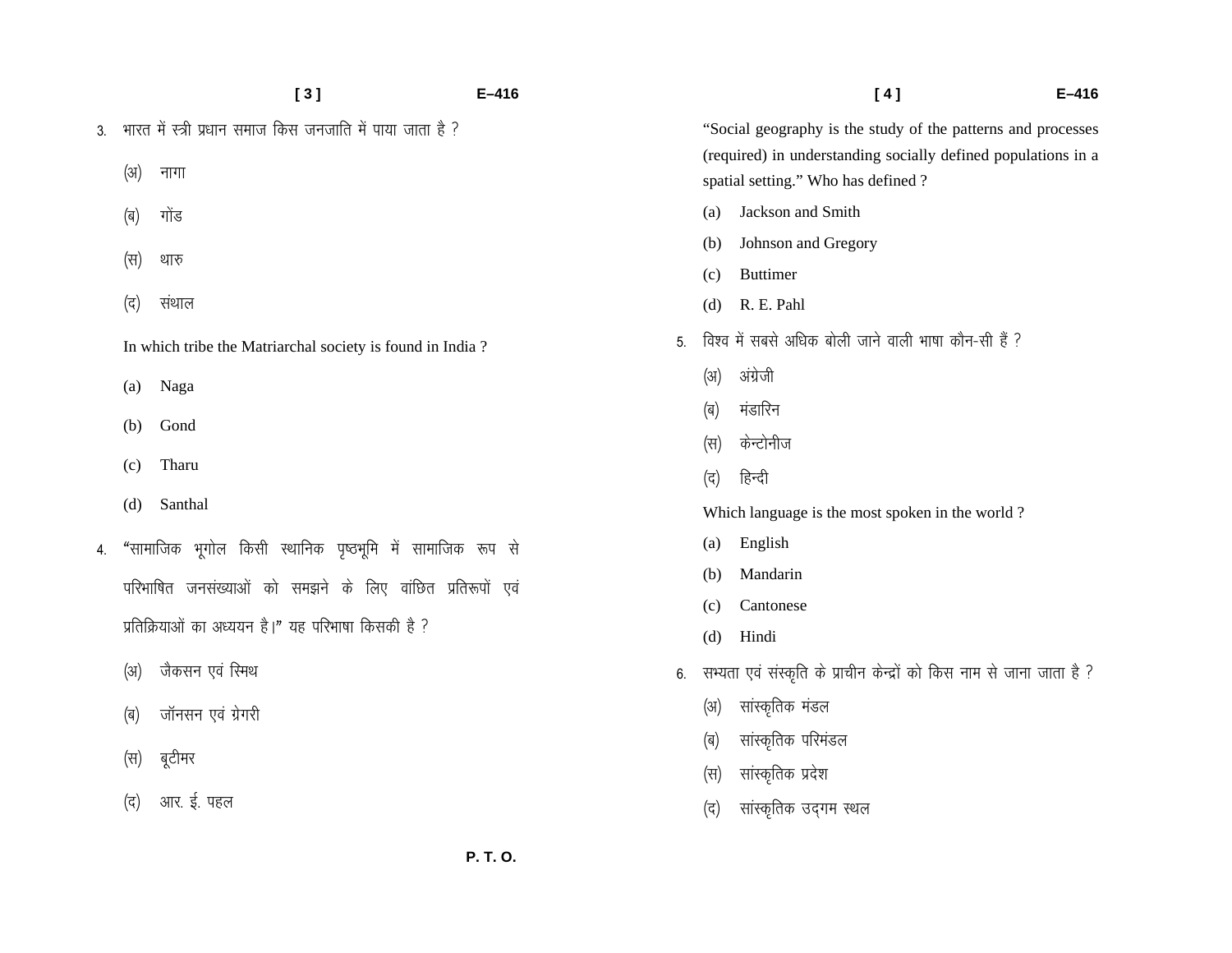3. भारत में स्त्री प्रधान समाज किस जनजाति में पाया जाता है ?

   (अ) नागा

   (ब) गोंड

   (स) थारु

   (द) संथाल

   In which tribe the Matriarchal society is found in India ?

   (a) Naga

   (b) Gond

   (c) Tharu

   (d) Santhal

4. "सामाजिक भूगोल किसी स्थानिक पृष्ठभूमि में सामाजिक रूप से परिभाषित जनसंख्याओं को समझने के लिए वांछित प्रतिरूपों एवं प्रतिक्रियाओं का अध्ययन है।" यह परिभाषा किसकी है ?

   (अ) जैकसन एवं स्मिथ

   (ब) जॉनसन एवं ग्रेगरी

   (स) बूटीमर

   (द) आर. ई. पहल

   "Social geography is the study of the patterns and processes (required) in understanding socially defined populations in a spatial setting." Who has defined ?

   (a) Jackson and Smith

   (b) Johnson and Gregory

   (c) Buttimer

   (d) R. E. Pahl

5. विश्व में सबसे अधिक बोली जाने वाली भाषा कौन-सी हैं ?

   (अ) अंग्रेजी

   (ब) मंडारिन

   (स) केन्टोनीज

   (द) हिन्दी

   Which language is the most spoken in the world ?

   (a) English

   (b) Mandarin

   (c) Cantonese

   (d) Hindi

6. सभ्यता एवं संस्कृति के प्राचीन केन्द्रों को किस नाम से जाना जाता है ?

   (अ) सांस्कृतिक मंडल

   (ब) सांस्कृतिक परिमंडल

   (स) सांस्कृतिक प्रदेश

   (द) सांस्कृतिक उद्‌गम स्थल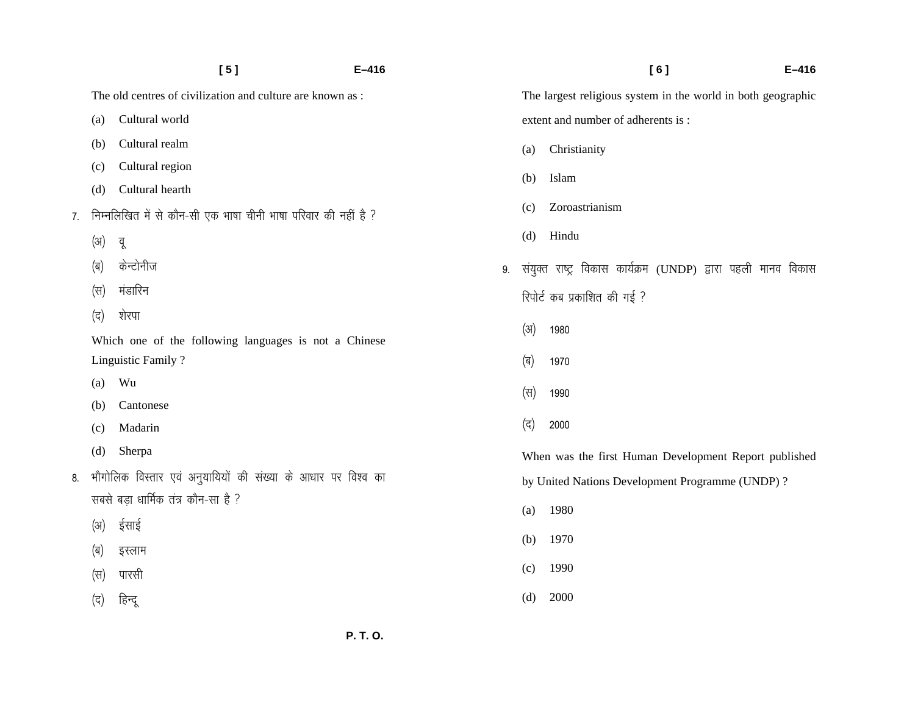The old centres of civilization and culture are known as :

(a) Cultural world

(b) Cultural realm

(c) Cultural region

(d) Cultural hearth

7. निम्नलिखित में से कौन-सी एक भाषा चीनी भाषा परिवार की नहीं है ?

(अ) वू

(ब) केन्टोनीज

(स) मंडारिन

(द) शेरपा

Which one of the following languages is not a Chinese Linguistic Family ?

(a) Wu

(b) Cantonese

(c) Madarin

(d) Sherpa

8. भौगोलिक विस्तार एवं अनुयायियों की संख्या के आधार पर विश्व का सबसे बड़ा धार्मिक तंत्र कौन-सा है ?

(अ) ईसाई

(ब) इस्लाम

(स) पारसी

(द) हिन्दू

The largest religious system in the world in both geographic extent and number of adherents is :

(a) Christianity

(b) Islam

(c) Zoroastrianism

(d) Hindu

9. संयुक्त राष्ट्र विकास कार्यक्रम (UNDP) द्वारा पहली मानव विकास रिपोर्ट कब प्रकाशित की गई ?

(अ) 1980

(ब) 1970

(स) 1990

(द) 2000

When was the first Human Development Report published by United Nations Development Programme (UNDP) ?

(a) 1980

(b) 1970

(c) 1990

(d) 2000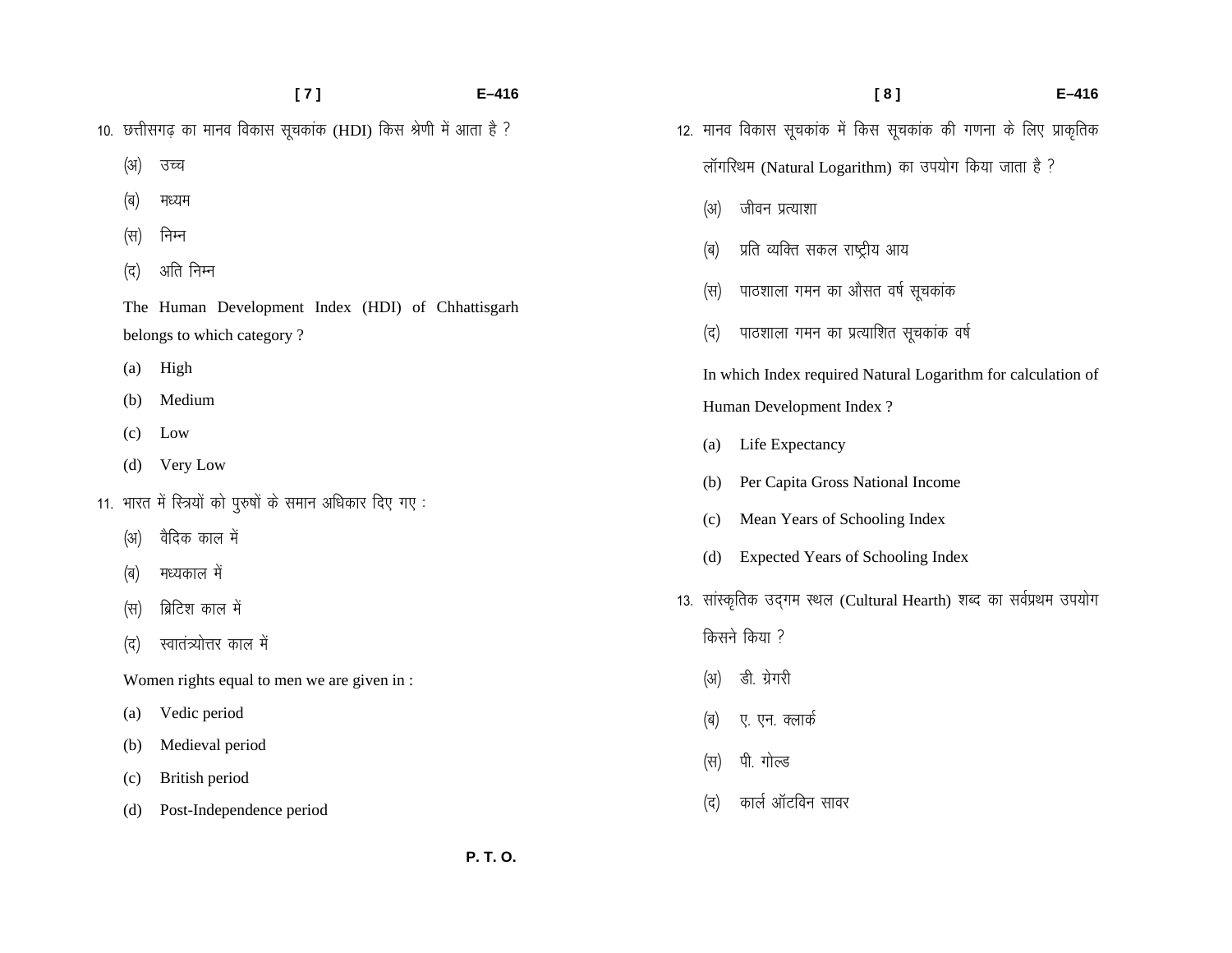10. छत्तीसगढ़ का मानव विकास सूचकांक (HDI) किस श्रेणी में आता है ?

(अ) उच्च

(ब) मध्यम

(स) निम्न

(द) अति निम्न

The Human Development Index (HDI) of Chhattisgarh belongs to which category ?

(a) High

(b) Medium

(c) Low

(d) Very Low

11. भारत में स्त्रियों को पुरुषों के समान अधिकार दिए गए :

(अ) वैदिक काल में

(ब) मध्यकाल में

(स) ब्रिटिश काल में

(द) स्वातंत्र्योत्तर काल में

Women rights equal to men we are given in :

(a) Vedic period

(b) Medieval period

(c) British period

(d) Post-Independence period

12. मानव विकास सूचकांक में किस सूचकांक की गणना के लिए प्राकृतिक लॉगरिथम (Natural Logarithm) का उपयोग किया जाता है ?

(अ) जीवन प्रत्याशा

(ब) प्रति व्यक्ति सकल राष्ट्रीय आय

(स) पाठशाला गमन का औसत वर्ष सूचकांक

(द) पाठशाला गमन का प्रत्याशित सूचकांक वर्ष

In which Index required Natural Logarithm for calculation of Human Development Index ?

(a) Life Expectancy

(b) Per Capita Gross National Income

(c) Mean Years of Schooling Index

(d) Expected Years of Schooling Index

13. सांस्कृतिक उद्गम स्थल (Cultural Hearth) शब्द का सर्वप्रथम उपयोग किसने किया ?

(अ) डी. ग्रेगरी

(ब) ए. एन. क्लार्क

(स) पी. गोल्ड

(द) कार्ल ऑटविन सावर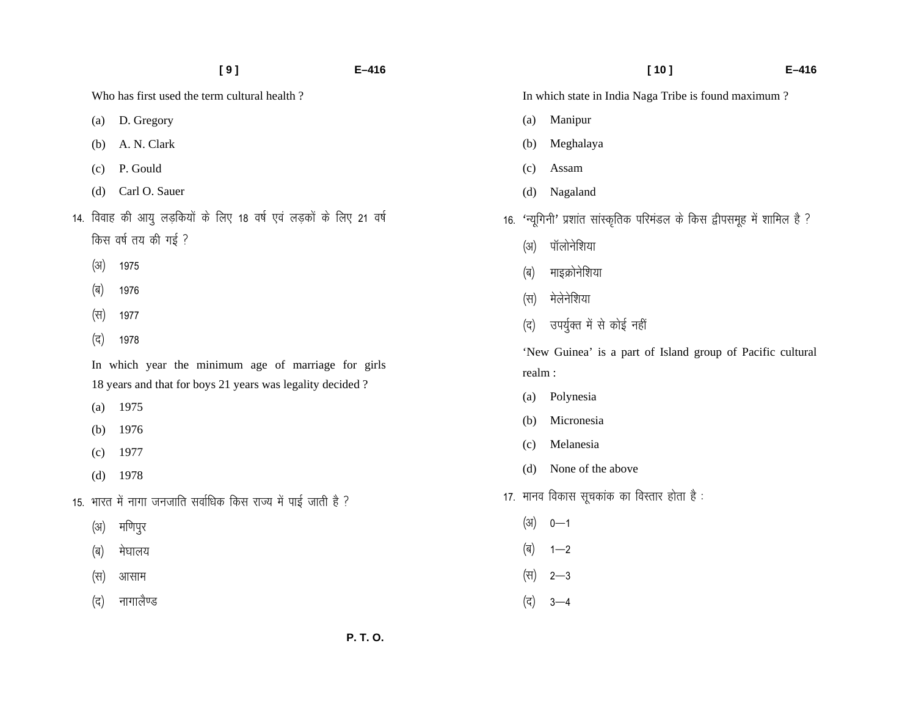Who has first used the term cultural health ?

(a) D. Gregory

(b) A. N. Clark

(c) P. Gould

(d) Carl O. Sauer

14. विवाह की आयु लड़कियों के लिए 18 वर्ष एवं लड़कों के लिए 21 वर्ष किस वर्ष तय की गई ?

(अ) 1975

(ब) 1976

(स) 1977

(द) 1978

In which year the minimum age of marriage for girls 18 years and that for boys 21 years was legality decided ?

(a) 1975

(b) 1976

(c) 1977

(d) 1978

15. भारत में नागा जनजाति सर्वाधिक किस राज्य में पाई जाती है ?

(अ) मणिपुर

(ब) मेघालय

(स) आसाम

(द) नागालैण्ड

In which state in India Naga Tribe is found maximum ?

(a) Manipur

(b) Meghalaya

(c) Assam

(d) Nagaland

16. 'न्यूगिनी' प्रशांत सांस्कृतिक परिमंडल के किस द्वीपसमूह में शामिल है ?

(अ) पॉलोनेशिया

(ब) माइक्रोनेशिया

(स) मेलेनेशिया

(द) उपर्युक्त में से कोई नहीं

'New Guinea' is a part of Island group of Pacific cultural realm :

(a) Polynesia

(b) Micronesia

(c) Melanesia

(d) None of the above

17. मानव विकास सूचकांक का विस्तार होता है :

(अ) 0—1

(ब) 1—2

(स) 2—3

(द) 3—4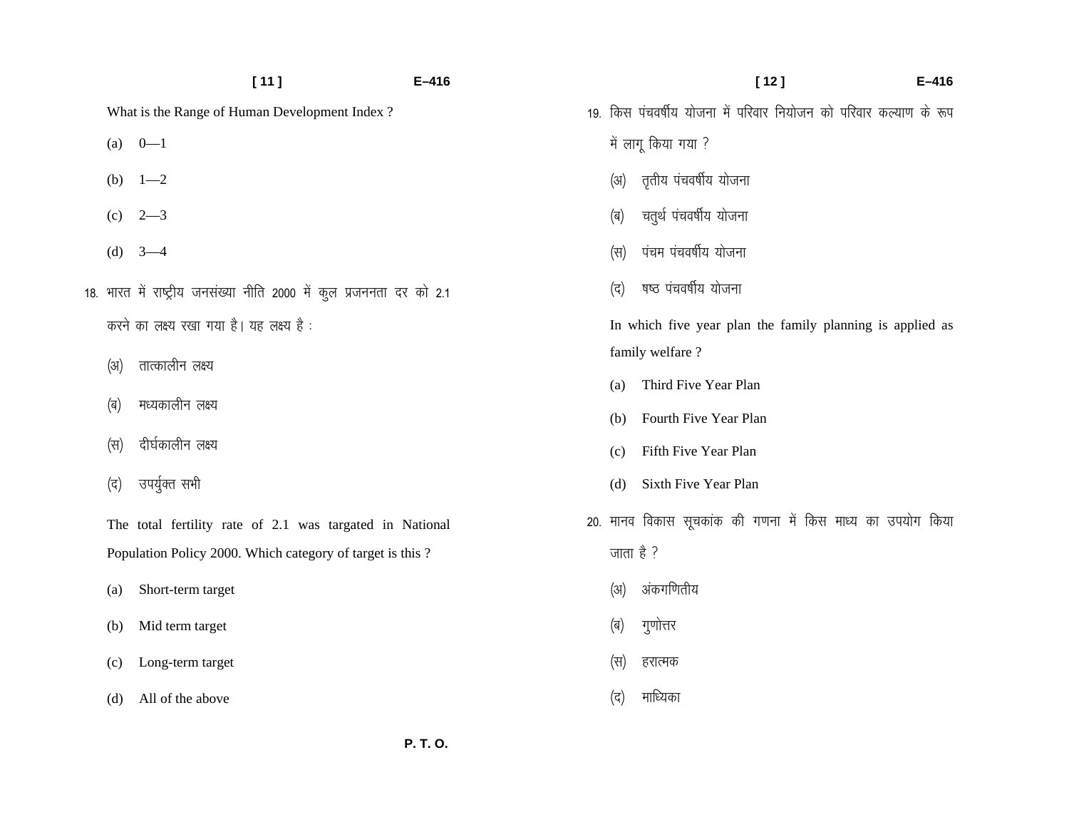What is the Range of Human Development Index ?

(a) 0—1

(b) 1—2

(c) 2—3

(d) 3—4

18. भारत में राष्ट्रीय जनसंख्या नीति 2000 में कुल प्रजननता दर को 2.1 करने का लक्ष्य रखा गया है। यह लक्ष्य है :

(अ) तात्कालीन लक्ष्य

(ब) मध्यकालीन लक्ष्य

(स) दीर्घकालीन लक्ष्य

(द) उपर्युक्त सभी

The total fertility rate of 2.1 was targated in National Population Policy 2000. Which category of target is this ?

(a) Short-term target

(b) Mid term target

(c) Long-term target

(d) All of the above

19. किस पंचवर्षीय योजना में परिवार नियोजन को परिवार कल्याण के रूप में लागू किया गया ?

(अ) तृतीय पंचवर्षीय योजना

(ब) चतुर्थ पंचवर्षीय योजना

(स) पंचम पंचवर्षीय योजना

(द) षष्ठ पंचवर्षीय योजना

In which five year plan the family planning is applied as family welfare ?

(a) Third Five Year Plan

(b) Fourth Five Year Plan

(c) Fifth Five Year Plan

(d) Sixth Five Year Plan

20. मानव विकास सूचकांक की गणना में किस माध्य का उपयोग किया जाता है ?

(अ) अंकगणितीय

(ब) गुणोत्तर

(स) हरात्मक

(द) माध्यिका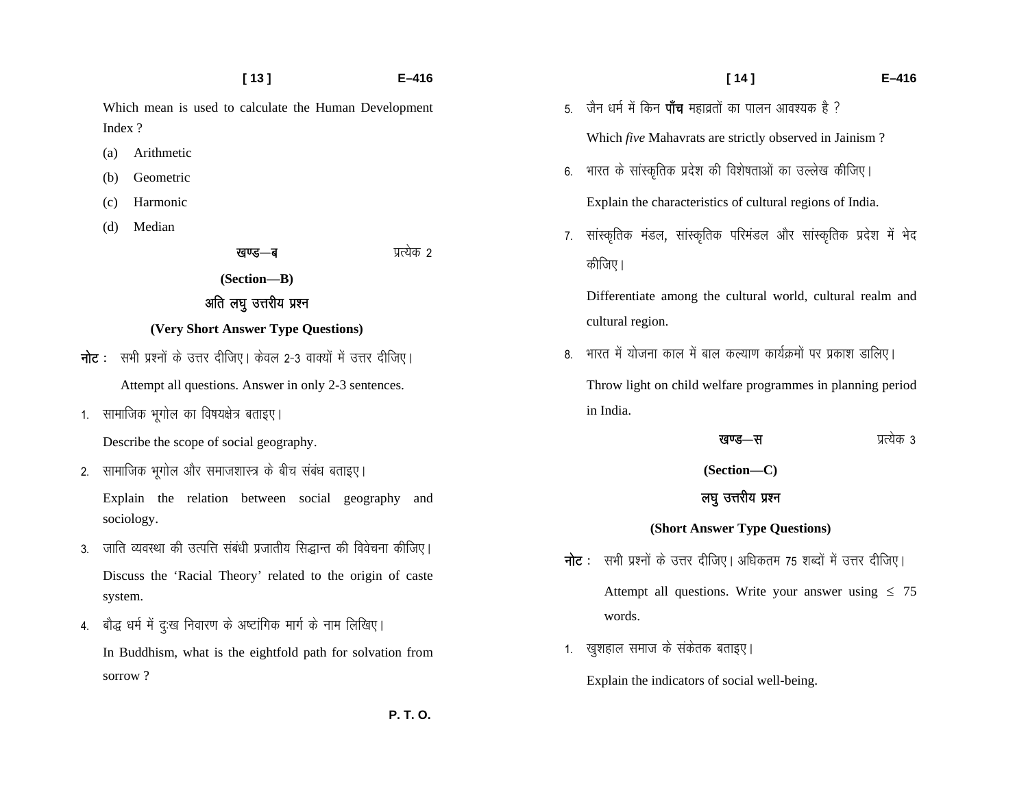Which mean is used to calculate the Human Development Index ?

(a) Arithmetic

(b) Geometric

(c) Harmonic

(d) Median

## खण्ड—ब प्रत्येक 2

## (Section—B)

## अति लघु उत्तरीय प्रश्न

## (Very Short Answer Type Questions)

**नोट :** सभी प्रश्नों के उत्तर दीजिए। केवल 2-3 वाक्यों में उत्तर दीजिए।

Attempt all questions. Answer in only 2-3 sentences.

1. सामाजिक भूगोल का विषयक्षेत्र बताइए।

   Describe the scope of social geography.

2. सामाजिक भूगोल और समाजशास्त्र के बीच संबंध बताइए।

   Explain the relation between social geography and sociology.

3. जाति व्यवस्था की उत्पत्ति संबंधी प्रजातीय सिद्धान्त की विवेचना कीजिए।

   Discuss the 'Racial Theory' related to the origin of caste system.

4. बौद्ध धर्म में दुःख निवारण के अष्टांगिक मार्ग के नाम लिखिए।

   In Buddhism, what is the eightfold path for solvation from sorrow ?

5. जैन धर्म में किन **पाँच** महाव्रतों का पालन आवश्यक है ?

   Which *five* Mahavrats are strictly observed in Jainism ?

6. भारत के सांस्कृतिक प्रदेश की विशेषताओं का उल्लेख कीजिए।

   Explain the characteristics of cultural regions of India.

7. सांस्कृतिक मंडल, सांस्कृतिक परिमंडल और सांस्कृतिक प्रदेश में भेद कीजिए।

   Differentiate among the cultural world, cultural realm and cultural region.

8. भारत में योजना काल में बाल कल्याण कार्यक्रमों पर प्रकाश डालिए।

   Throw light on child welfare programmes in planning period in India.

## खण्ड—स प्रत्येक 3

## (Section—C)

## लघु उत्तरीय प्रश्न

## (Short Answer Type Questions)

**नोट :** सभी प्रश्नों के उत्तर दीजिए। अधिकतम 75 शब्दों में उत्तर दीजिए।

Attempt all questions. Write your answer using $\leq$ 75 words.

1. खुशहाल समाज के संकेतक बताइए।

   Explain the indicators of social well-being.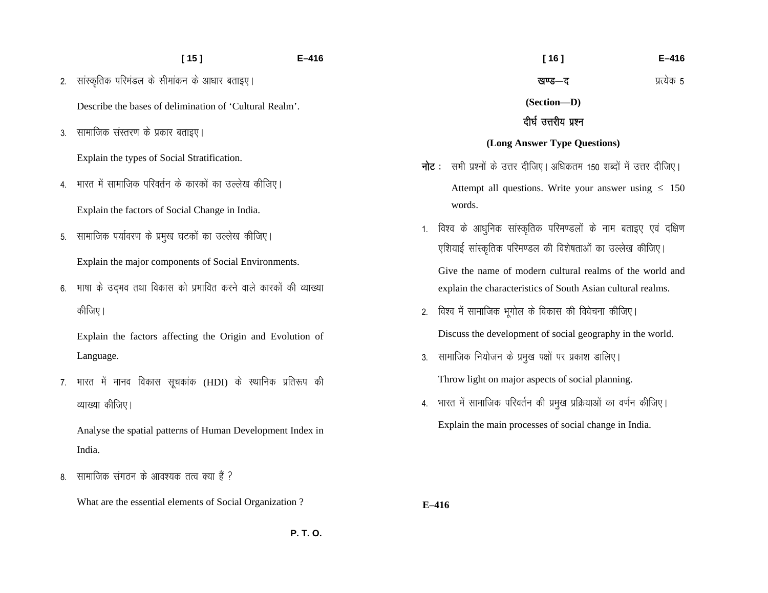2. सांस्कृतिक परिमंडल के सीमांकन के आधार बताइए।

   Describe the bases of delimination of 'Cultural Realm'.

3. सामाजिक संस्तरण के प्रकार बताइए।

   Explain the types of Social Stratification.

4. भारत में सामाजिक परिवर्तन के कारकों का उल्लेख कीजिए।

   Explain the factors of Social Change in India.

5. सामाजिक पर्यावरण के प्रमुख घटकों का उल्लेख कीजिए।

   Explain the major components of Social Environments.

6. भाषा के उद्भव तथा विकास को प्रभावित करने वाले कारकों की व्याख्या कीजिए।

   Explain the factors affecting the Origin and Evolution of Language.

7. भारत में मानव विकास सूचकांक (HDI) के स्थानिक प्रतिरूप की व्याख्या कीजिए।

   Analyse the spatial patterns of Human Development Index in India.

8. सामाजिक संगठन के आवश्यक तत्व क्या हैं ?

   What are the essential elements of Social Organization ?

## खण्ड—द (Section—D)

प्रत्येक 5

### दीर्घ उत्तरीय प्रश्न

### (Long Answer Type Questions)

**नोट :** सभी प्रश्नों के उत्तर दीजिए। अधिकतम 150 शब्दों में उत्तर दीजिए।

Attempt all questions. Write your answer using ≤ 150 words.

1. विश्व के आधुनिक सांस्कृतिक परिमण्डलों के नाम बताइए एवं दक्षिण एशियाई सांस्कृतिक परिमण्डल की विशेषताओं का उल्लेख कीजिए।

   Give the name of modern cultural realms of the world and explain the characteristics of South Asian cultural realms.

2. विश्व में सामाजिक भूगोल के विकास की विवेचना कीजिए।

   Discuss the development of social geography in the world.

3. सामाजिक नियोजन के प्रमुख पक्षों पर प्रकाश डालिए।

   Throw light on major aspects of social planning.

4. भारत में सामाजिक परिवर्तन की प्रमुख प्रक्रियाओं का वर्णन कीजिए।

   Explain the main processes of social change in India.